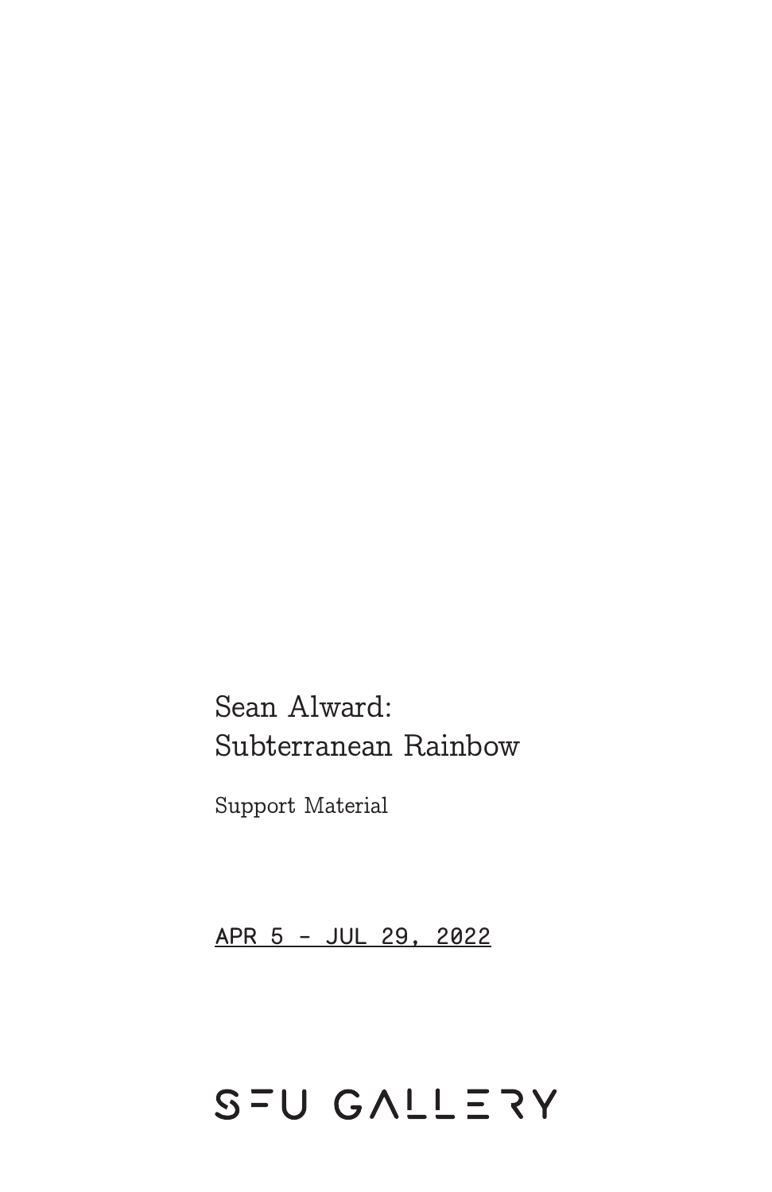# Sean Alward: Subterranean Rainbow

Support Material

APR 5 - JUL 29, 2022

SFU GALLERY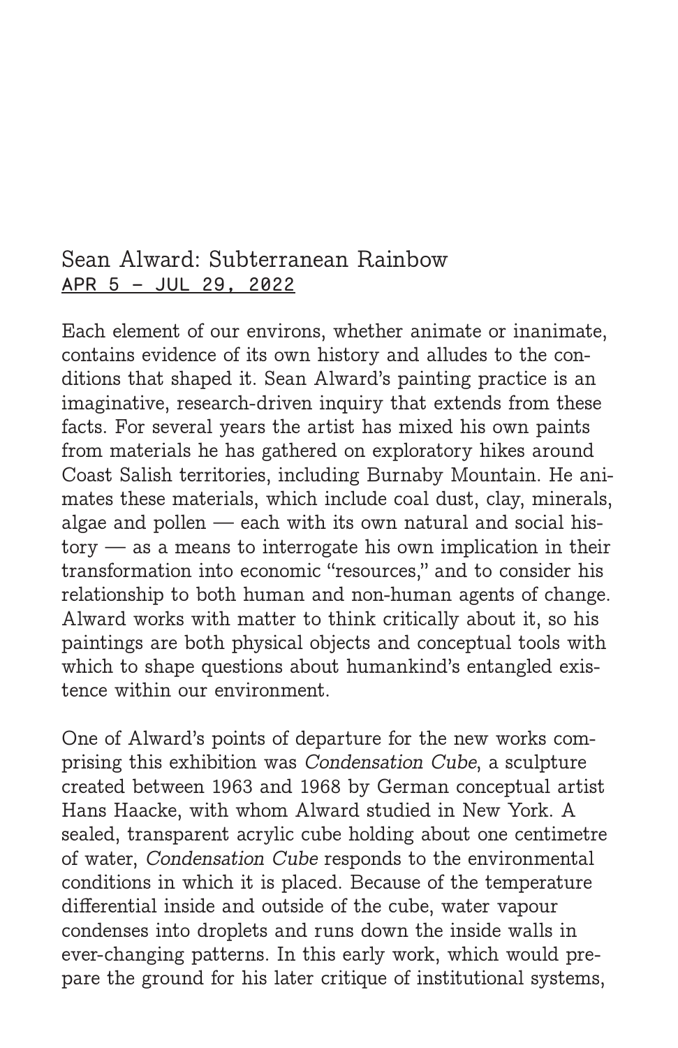# Sean Alward: Subterranean Rainbow

APR 5 – JUL 29, 2022

Each element of our environs, whether animate or inanimate, contains evidence of its own history and alludes to the conditions that shaped it. Sean Alward's painting practice is an imaginative, research-driven inquiry that extends from these facts. For several years the artist has mixed his own paints from materials he has gathered on exploratory hikes around Coast Salish territories, including Burnaby Mountain. He animates these materials, which include coal dust, clay, minerals, algae and pollen — each with its own natural and social history — as a means to interrogate his own implication in their transformation into economic "resources," and to consider his relationship to both human and non-human agents of change. Alward works with matter to think critically about it, so his paintings are both physical objects and conceptual tools with which to shape questions about humankind's entangled existence within our environment.

One of Alward's points of departure for the new works comprising this exhibition was *Condensation Cube*, a sculpture created between 1963 and 1968 by German conceptual artist Hans Haacke, with whom Alward studied in New York. A sealed, transparent acrylic cube holding about one centimetre of water, *Condensation Cube* responds to the environmental conditions in which it is placed. Because of the temperature differential inside and outside of the cube, water vapour condenses into droplets and runs down the inside walls in ever-changing patterns. In this early work, which would prepare the ground for his later critique of institutional systems,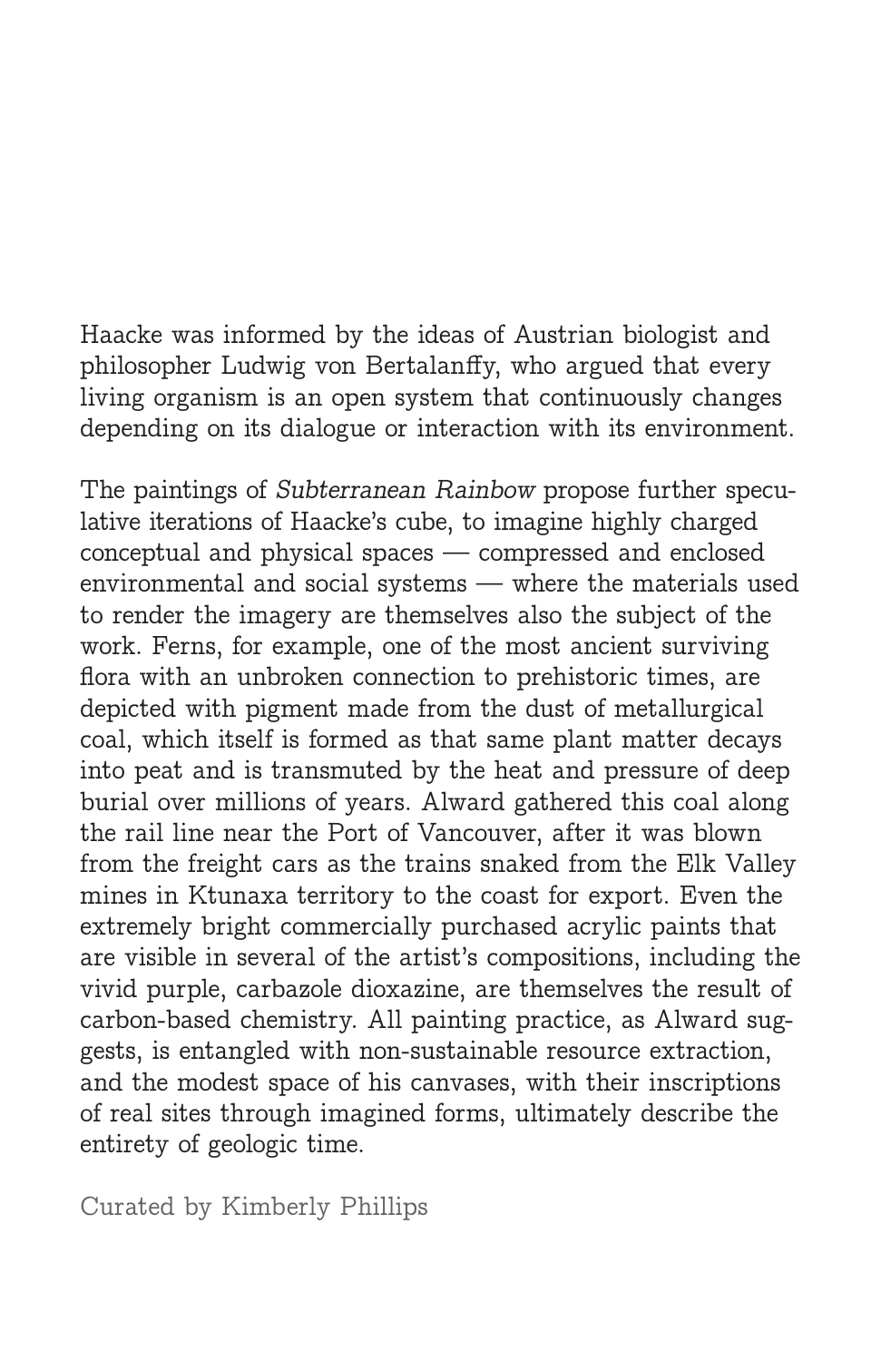Haacke was informed by the ideas of Austrian biologist and philosopher Ludwig von Bertalanffy, who argued that every living organism is an open system that continuously changes depending on its dialogue or interaction with its environment.

The paintings of *Subterranean Rainbow* propose further speculative iterations of Haacke's cube, to imagine highly charged conceptual and physical spaces — compressed and enclosed environmental and social systems — where the materials used to render the imagery are themselves also the subject of the work. Ferns, for example, one of the most ancient surviving flora with an unbroken connection to prehistoric times, are depicted with pigment made from the dust of metallurgical coal, which itself is formed as that same plant matter decays into peat and is transmuted by the heat and pressure of deep burial over millions of years. Alward gathered this coal along the rail line near the Port of Vancouver, after it was blown from the freight cars as the trains snaked from the Elk Valley mines in Ktunaxa territory to the coast for export. Even the extremely bright commercially purchased acrylic paints that are visible in several of the artist's compositions, including the vivid purple, carbazole dioxazine, are themselves the result of carbon-based chemistry. All painting practice, as Alward suggests, is entangled with non-sustainable resource extraction, and the modest space of his canvases, with their inscriptions of real sites through imagined forms, ultimately describe the entirety of geologic time.

Curated by Kimberly Phillips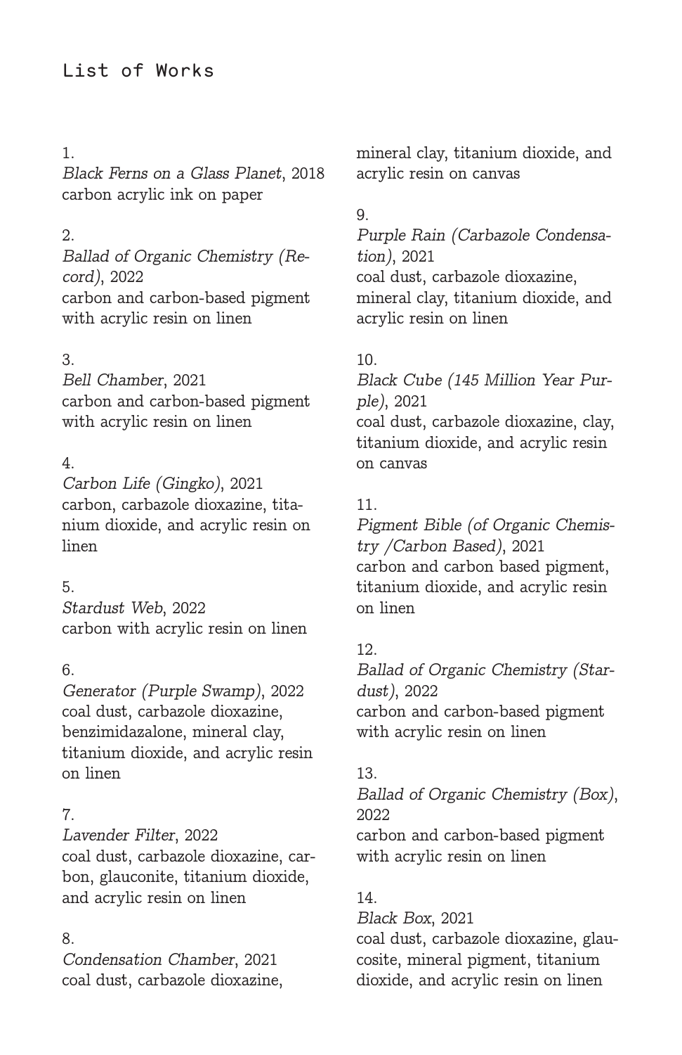# List of Works

1.
*Black Ferns on a Glass Planet*, 2018
carbon acrylic ink on paper

2.
*Ballad of Organic Chemistry (Record)*, 2022
carbon and carbon-based pigment with acrylic resin on linen

3.
*Bell Chamber*, 2021
carbon and carbon-based pigment with acrylic resin on linen

4.
*Carbon Life (Gingko)*, 2021
carbon, carbazole dioxazine, titanium dioxide, and acrylic resin on linen

5.
*Stardust Web*, 2022
carbon with acrylic resin on linen

6.
*Generator (Purple Swamp)*, 2022
coal dust, carbazole dioxazine, benzimidazalone, mineral clay, titanium dioxide, and acrylic resin on linen

7.
*Lavender Filter*, 2022
coal dust, carbazole dioxazine, carbon, glauconite, titanium dioxide, and acrylic resin on linen

8.
*Condensation Chamber*, 2021
coal dust, carbazole dioxazine, mineral clay, titanium dioxide, and acrylic resin on canvas

9.
*Purple Rain (Carbazole Condensation)*, 2021
coal dust, carbazole dioxazine, mineral clay, titanium dioxide, and acrylic resin on linen

10.
*Black Cube (145 Million Year Purple)*, 2021
coal dust, carbazole dioxazine, clay, titanium dioxide, and acrylic resin on canvas

11.
*Pigment Bible (of Organic Chemistry /Carbon Based)*, 2021
carbon and carbon based pigment, titanium dioxide, and acrylic resin on linen

12.
*Ballad of Organic Chemistry (Stardust)*, 2022
carbon and carbon-based pigment with acrylic resin on linen

13.
*Ballad of Organic Chemistry (Box)*, 2022
carbon and carbon-based pigment with acrylic resin on linen

14.
*Black Box*, 2021
coal dust, carbazole dioxazine, glaucosite, mineral pigment, titanium dioxide, and acrylic resin on linen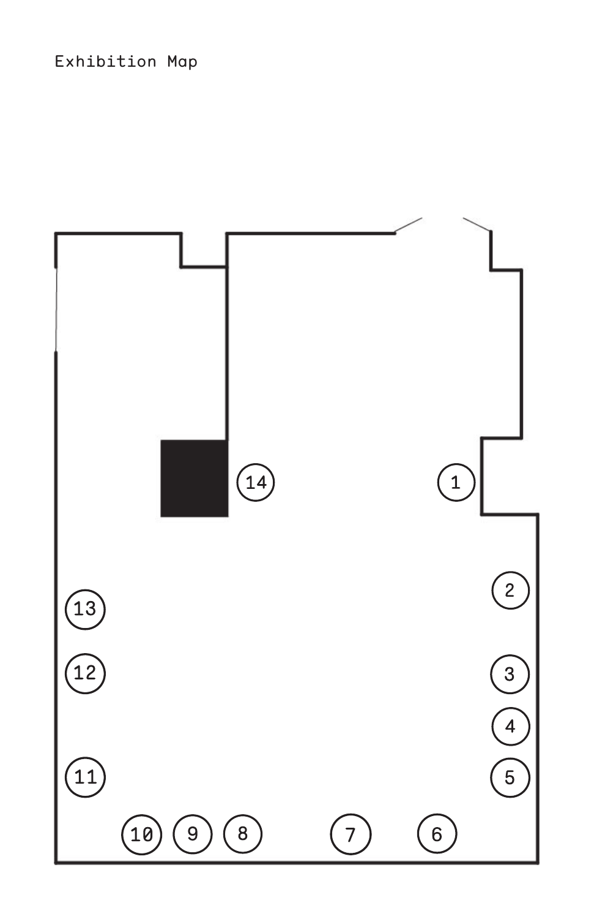Exhibition Map

1

2

3

4

5

6

7

8

9

10

11

12

13

14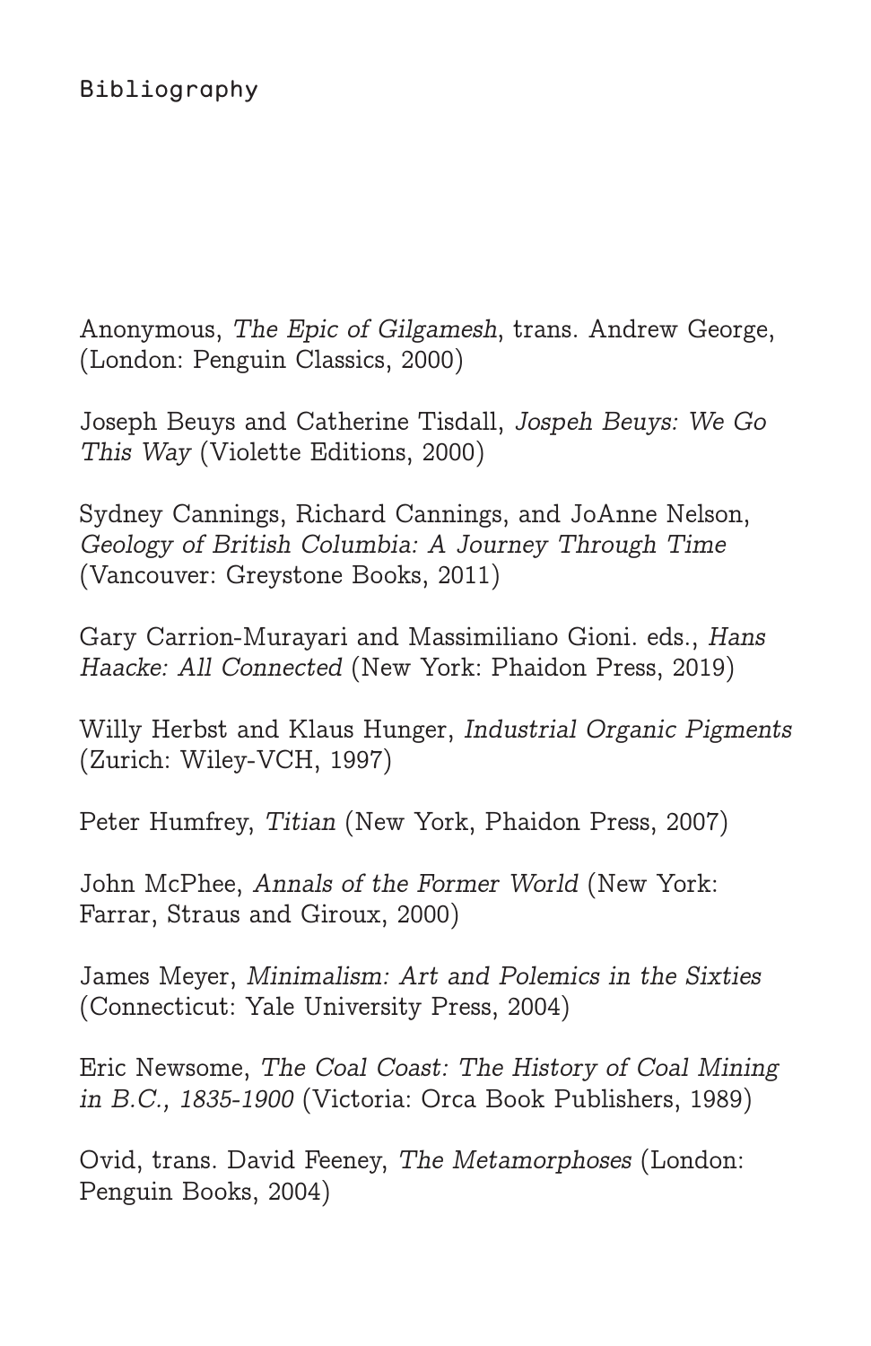# Bibliography

Anonymous, *The Epic of Gilgamesh*, trans. Andrew George, (London: Penguin Classics, 2000)

Joseph Beuys and Catherine Tisdall, *Jospeh Beuys: We Go This Way* (Violette Editions, 2000)

Sydney Cannings, Richard Cannings, and JoAnne Nelson, *Geology of British Columbia: A Journey Through Time* (Vancouver: Greystone Books, 2011)

Gary Carrion-Murayari and Massimiliano Gioni. eds., *Hans Haacke: All Connected* (New York: Phaidon Press, 2019)

Willy Herbst and Klaus Hunger, *Industrial Organic Pigments* (Zurich: Wiley-VCH, 1997)

Peter Humfrey, *Titian* (New York, Phaidon Press, 2007)

John McPhee, *Annals of the Former World* (New York: Farrar, Straus and Giroux, 2000)

James Meyer, *Minimalism: Art and Polemics in the Sixties* (Connecticut: Yale University Press, 2004)

Eric Newsome, *The Coal Coast: The History of Coal Mining in B.C., 1835-1900* (Victoria: Orca Book Publishers, 1989)

Ovid, trans. David Feeney, *The Metamorphoses* (London: Penguin Books, 2004)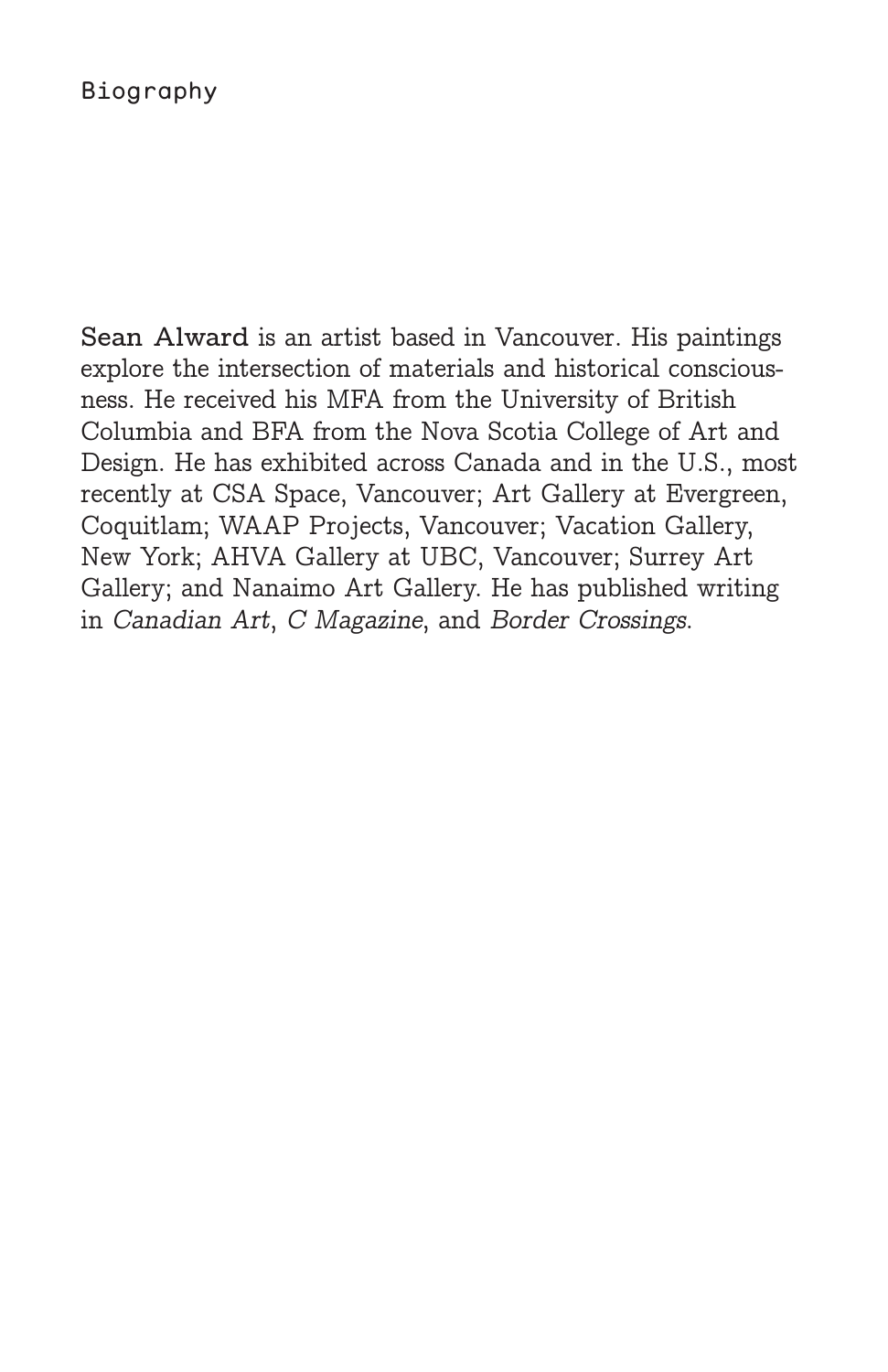# Biography

**Sean Alward** is an artist based in Vancouver. His paintings explore the intersection of materials and historical consciousness. He received his MFA from the University of British Columbia and BFA from the Nova Scotia College of Art and Design. He has exhibited across Canada and in the U.S., most recently at CSA Space, Vancouver; Art Gallery at Evergreen, Coquitlam; WAAP Projects, Vancouver; Vacation Gallery, New York; AHVA Gallery at UBC, Vancouver; Surrey Art Gallery; and Nanaimo Art Gallery. He has published writing in *Canadian Art*, *C Magazine*, and *Border Crossings*.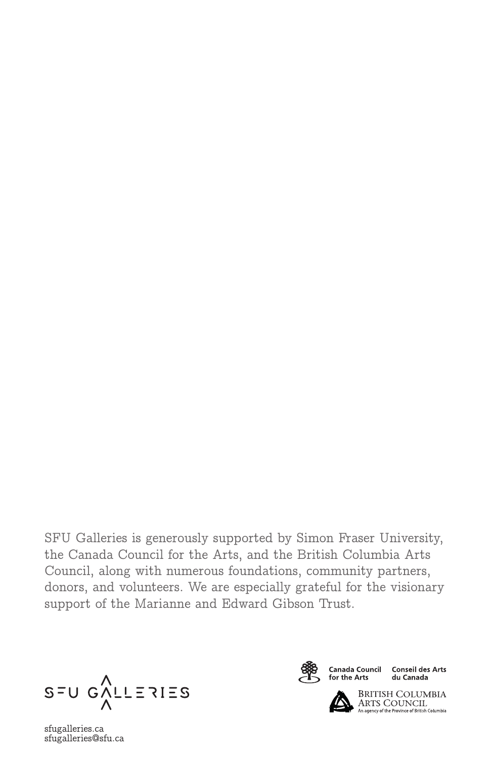SFU Galleries is generously supported by Simon Fraser University, the Canada Council for the Arts, and the British Columbia Arts Council, along with numerous foundations, community partners, donors, and volunteers. We are especially grateful for the visionary support of the Marianne and Edward Gibson Trust.

SFU GALLERIES

sfugalleries.ca
sfugalleries@sfu.ca

Canada Council for the Arts
Conseil des Arts du Canada

British Columbia Arts Council
An agency of the Province of British Columbia